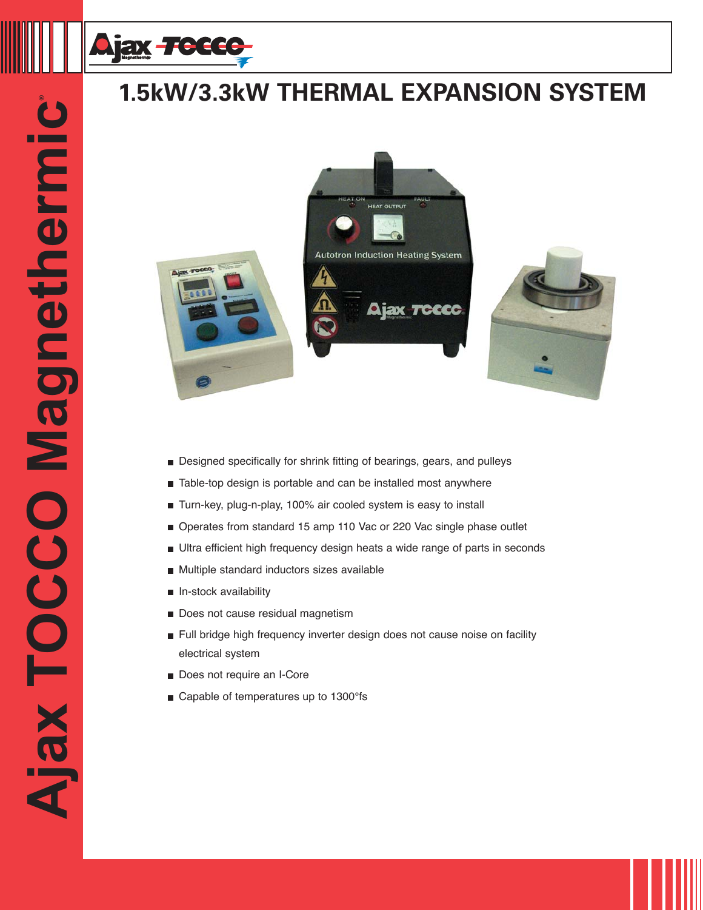# 1.5kW/3.3kW THERMAL EXPANSION SYSTEM

- Designed specifically for shrink fitting of bearings, gears, and pulleys
- Table-top design is portable and can be installed most anywhere
- Turn-key, plug-n-play, 100% air cooled system is easy to install
- Operates from standard 15 amp 110 Vac or 220 Vac single phase outlet
- Ultra efficient high frequency design heats a wide range of parts in seconds
- Multiple standard inductors sizes available
- In-stock availability
- Does not cause residual magnetism
- Full bridge high frequency inverter design does not cause noise on facility electrical system
- Does not require an I-Core
- Capable of temperatures up to 1300°fs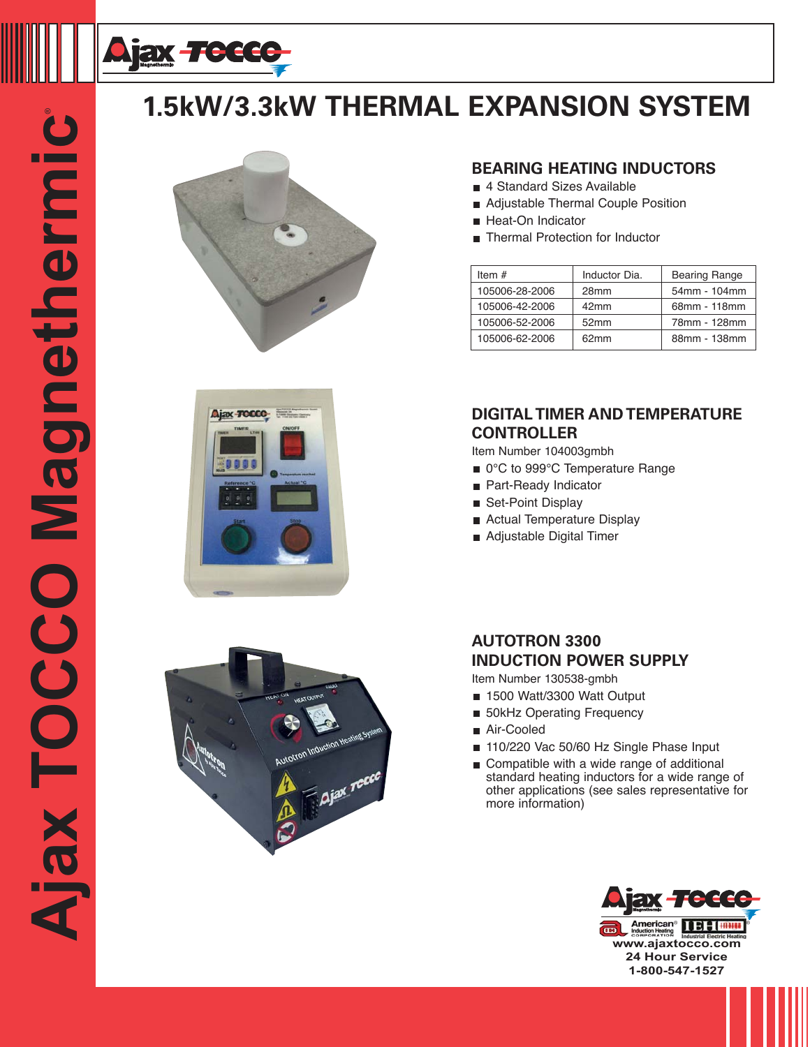# 1.5kW/3.3kW THERMAL EXPANSION SYSTEM

## BEARING HEATING INDUCTORS

- 4 Standard Sizes Available
- Adjustable Thermal Couple Position
- Heat-On Indicator
- Thermal Protection for Inductor

| Item # | Inductor Dia. | Bearing Range |
|---|---|---|
| 105006-28-2006 | 28mm | 54mm - 104mm |
| 105006-42-2006 | 42mm | 68mm - 118mm |
| 105006-52-2006 | 52mm | 78mm - 128mm |
| 105006-62-2006 | 62mm | 88mm - 138mm |

## DIGITAL TIMER AND TEMPERATURE CONTROLLER

Item Number 104003gmbh

- 0°C to 999°C Temperature Range
- Part-Ready Indicator
- Set-Point Display
- Actual Temperature Display
- Adjustable Digital Timer

## AUTOTRON 3300 INDUCTION POWER SUPPLY

Item Number 130538-gmbh

- 1500 Watt/3300 Watt Output
- 50kHz Operating Frequency
- Air-Cooled
- 110/220 Vac 50/60 Hz Single Phase Input
- Compatible with a wide range of additional standard heating inductors for a wide range of other applications (see sales representative for more information)

Ajax TOCCO Magnethermic®

www.ajaxtocco.com
24 Hour Service
1-800-547-1527